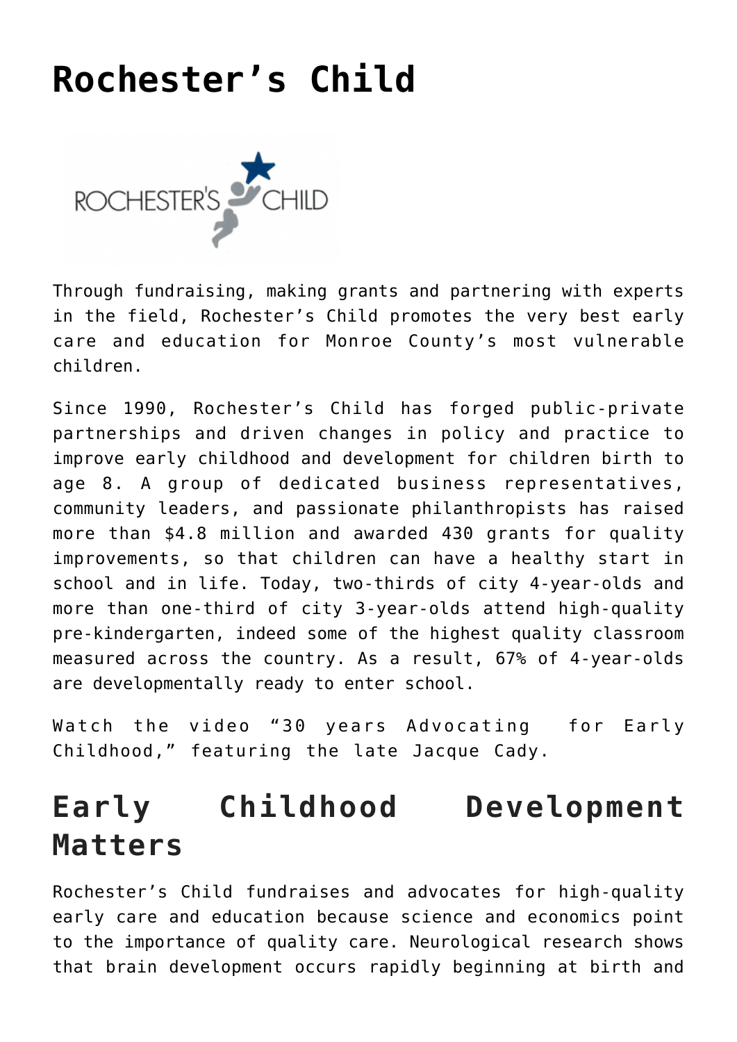# Rochester's Child

Through fundraising, making grants and partnering with experts in the field, Rochester's Child promotes the very best early care and education for Monroe County's most vulnerable children.

Since 1990, Rochester's Child has forged public-private partnerships and driven changes in policy and practice to improve early childhood and development for children birth to age 8. A group of dedicated business representatives, community leaders, and passionate philanthropists has raised more than $4.8 million and awarded 430 grants for quality improvements, so that children can have a healthy start in school and in life. Today, two-thirds of city 4-year-olds and more than one-third of city 3-year-olds attend high-quality pre-kindergarten, indeed some of the highest quality classroom measured across the country. As a result, 67% of 4-year-olds are developmentally ready to enter school.

Watch the video "30 years Advocating for Early Childhood," featuring the late Jacque Cady.

## Early Childhood Development Matters

Rochester's Child fundraises and advocates for high-quality early care and education because science and economics point to the importance of quality care. Neurological research shows that brain development occurs rapidly beginning at birth and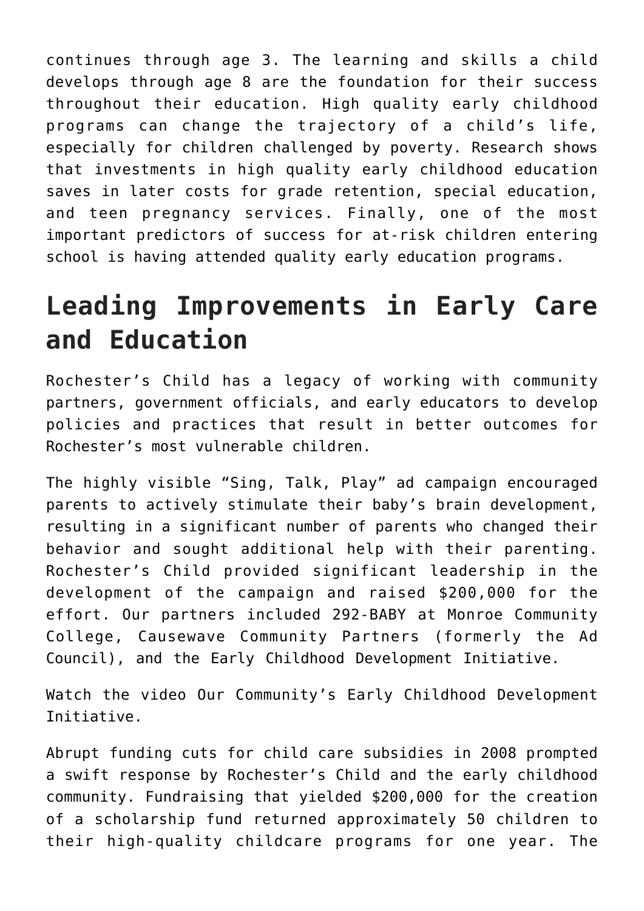continues through age 3. The learning and skills a child develops through age 8 are the foundation for their success throughout their education. High quality early childhood programs can change the trajectory of a child's life, especially for children challenged by poverty. Research shows that investments in high quality early childhood education saves in later costs for grade retention, special education, and teen pregnancy services. Finally, one of the most important predictors of success for at-risk children entering school is having attended quality early education programs.

## Leading Improvements in Early Care and Education

Rochester's Child has a legacy of working with community partners, government officials, and early educators to develop policies and practices that result in better outcomes for Rochester's most vulnerable children.

The highly visible "Sing, Talk, Play" ad campaign encouraged parents to actively stimulate their baby's brain development, resulting in a significant number of parents who changed their behavior and sought additional help with their parenting. Rochester's Child provided significant leadership in the development of the campaign and raised $200,000 for the effort. Our partners included 292-BABY at Monroe Community College, Causewave Community Partners (formerly the Ad Council), and the Early Childhood Development Initiative.

Watch the video Our Community's Early Childhood Development Initiative.

Abrupt funding cuts for child care subsidies in 2008 prompted a swift response by Rochester's Child and the early childhood community. Fundraising that yielded $200,000 for the creation of a scholarship fund returned approximately 50 children to their high-quality childcare programs for one year. The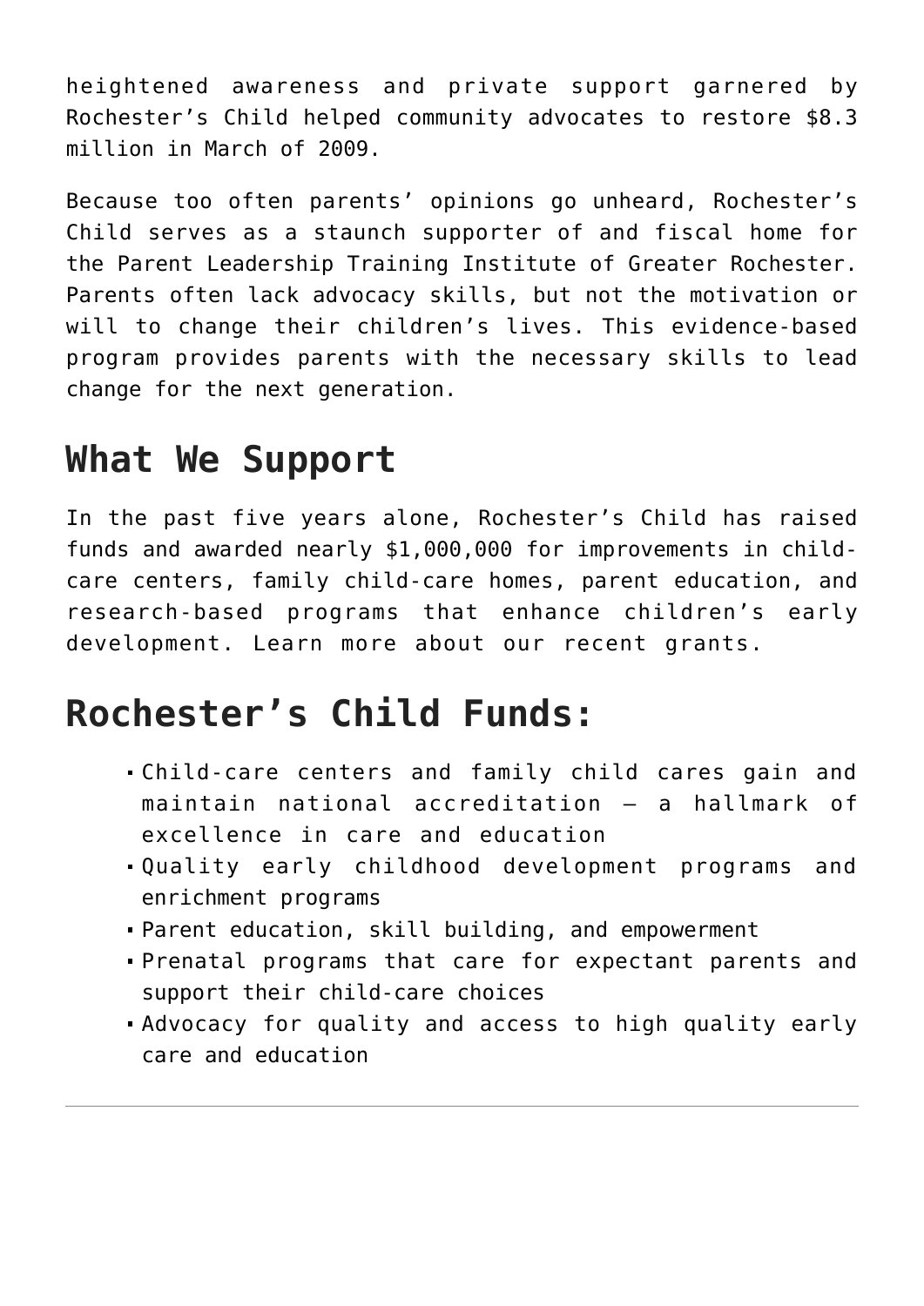heightened awareness and private support garnered by Rochester's Child helped community advocates to restore $8.3 million in March of 2009.

Because too often parents' opinions go unheard, Rochester's Child serves as a staunch supporter of and fiscal home for the Parent Leadership Training Institute of Greater Rochester. Parents often lack advocacy skills, but not the motivation or will to change their children's lives. This evidence-based program provides parents with the necessary skills to lead change for the next generation.

## What We Support

In the past five years alone, Rochester's Child has raised funds and awarded nearly $1,000,000 for improvements in child-care centers, family child-care homes, parent education, and research-based programs that enhance children's early development. Learn more about our recent grants.

## Rochester's Child Funds:

- Child-care centers and family child cares gain and maintain national accreditation – a hallmark of excellence in care and education
- Quality early childhood development programs and enrichment programs
- Parent education, skill building, and empowerment
- Prenatal programs that care for expectant parents and support their child-care choices
- Advocacy for quality and access to high quality early care and education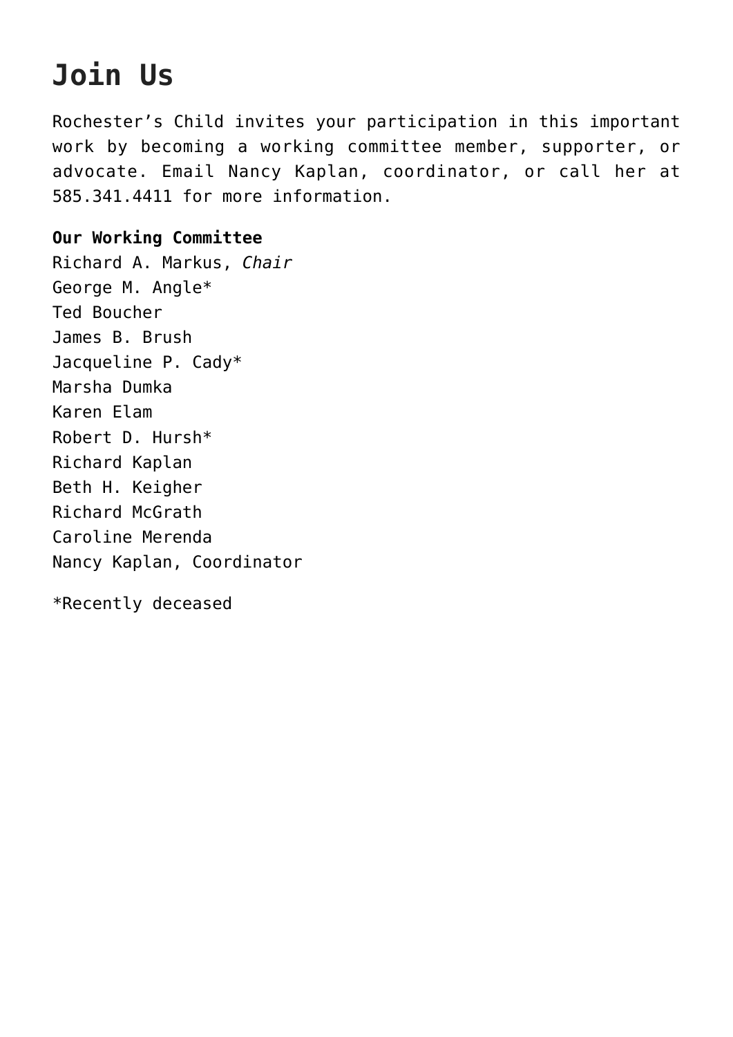# Join Us

Rochester's Child invites your participation in this important work by becoming a working committee member, supporter, or advocate. Email Nancy Kaplan, coordinator, or call her at 585.341.4411 for more information.

**Our Working Committee**
Richard A. Markus, *Chair*
George M. Angle*
Ted Boucher
James B. Brush
Jacqueline P. Cady*
Marsha Dumka
Karen Elam
Robert D. Hursh*
Richard Kaplan
Beth H. Keigher
Richard McGrath
Caroline Merenda
Nancy Kaplan, Coordinator

*Recently deceased